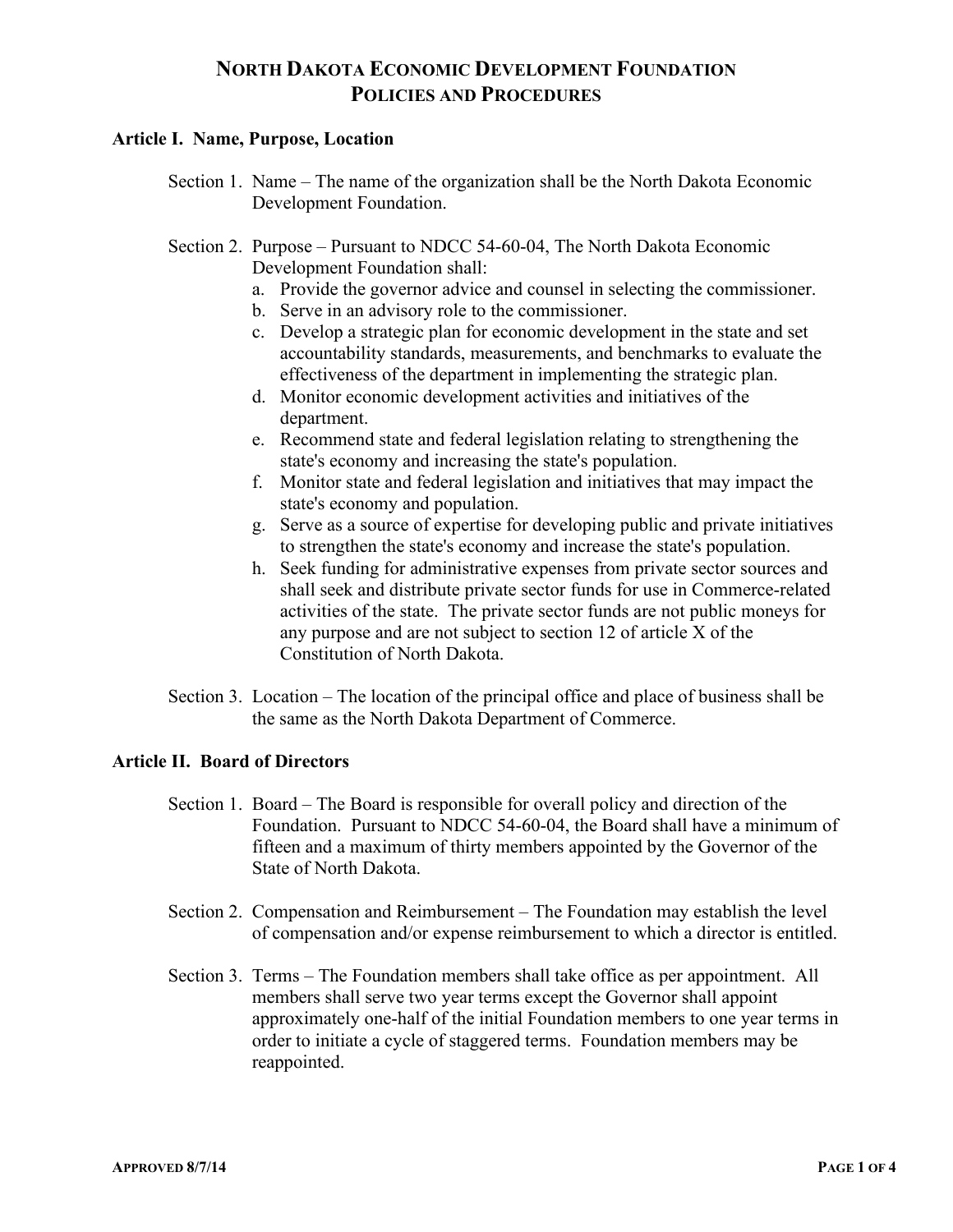# North Dakota Economic Development Foundation Policies and Procedures

## Article I. Name, Purpose, Location

Section 1. Name – The name of the organization shall be the North Dakota Economic Development Foundation.

Section 2. Purpose – Pursuant to NDCC 54-60-04, The North Dakota Economic Development Foundation shall:

a. Provide the governor advice and counsel in selecting the commissioner.
b. Serve in an advisory role to the commissioner.
c. Develop a strategic plan for economic development in the state and set accountability standards, measurements, and benchmarks to evaluate the effectiveness of the department in implementing the strategic plan.
d. Monitor economic development activities and initiatives of the department.
e. Recommend state and federal legislation relating to strengthening the state's economy and increasing the state's population.
f. Monitor state and federal legislation and initiatives that may impact the state's economy and population.
g. Serve as a source of expertise for developing public and private initiatives to strengthen the state's economy and increase the state's population.
h. Seek funding for administrative expenses from private sector sources and shall seek and distribute private sector funds for use in Commerce-related activities of the state. The private sector funds are not public moneys for any purpose and are not subject to section 12 of article X of the Constitution of North Dakota.

Section 3. Location – The location of the principal office and place of business shall be the same as the North Dakota Department of Commerce.

## Article II. Board of Directors

Section 1. Board – The Board is responsible for overall policy and direction of the Foundation. Pursuant to NDCC 54-60-04, the Board shall have a minimum of fifteen and a maximum of thirty members appointed by the Governor of the State of North Dakota.

Section 2. Compensation and Reimbursement – The Foundation may establish the level of compensation and/or expense reimbursement to which a director is entitled.

Section 3. Terms – The Foundation members shall take office as per appointment. All members shall serve two year terms except the Governor shall appoint approximately one-half of the initial Foundation members to one year terms in order to initiate a cycle of staggered terms. Foundation members may be reappointed.

Approved 8/7/14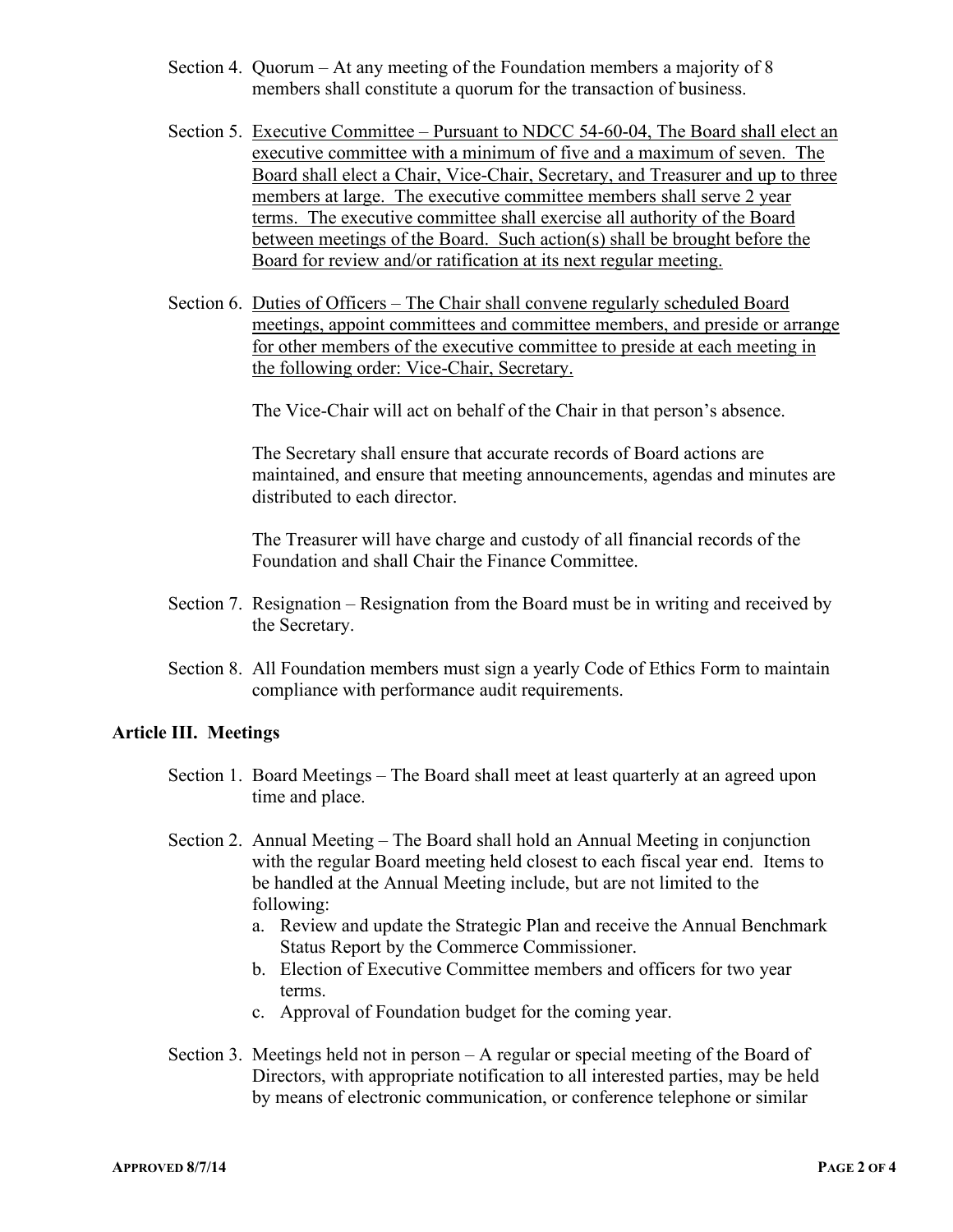Section 4. Quorum – At any meeting of the Foundation members a majority of 8 members shall constitute a quorum for the transaction of business.

Section 5. <u>Executive Committee – Pursuant to NDCC 54-60-04, The Board shall elect an executive committee with a minimum of five and a maximum of seven. The Board shall elect a Chair, Vice-Chair, Secretary, and Treasurer and up to three members at large. The executive committee members shall serve 2 year terms. The executive committee shall exercise all authority of the Board between meetings of the Board. Such action(s) shall be brought before the Board for review and/or ratification at its next regular meeting.</u>

Section 6. <u>Duties of Officers – The Chair shall convene regularly scheduled Board meetings, appoint committees and committee members, and preside or arrange for other members of the executive committee to preside at each meeting in the following order: Vice-Chair, Secretary.</u>

The Vice-Chair will act on behalf of the Chair in that person's absence.

The Secretary shall ensure that accurate records of Board actions are maintained, and ensure that meeting announcements, agendas and minutes are distributed to each director.

The Treasurer will have charge and custody of all financial records of the Foundation and shall Chair the Finance Committee.

Section 7. Resignation – Resignation from the Board must be in writing and received by the Secretary.

Section 8. All Foundation members must sign a yearly Code of Ethics Form to maintain compliance with performance audit requirements.

## Article III. Meetings

Section 1. Board Meetings – The Board shall meet at least quarterly at an agreed upon time and place.

Section 2. Annual Meeting – The Board shall hold an Annual Meeting in conjunction with the regular Board meeting held closest to each fiscal year end. Items to be handled at the Annual Meeting include, but are not limited to the following:

a. Review and update the Strategic Plan and receive the Annual Benchmark Status Report by the Commerce Commissioner.
b. Election of Executive Committee members and officers for two year terms.
c. Approval of Foundation budget for the coming year.

Section 3. Meetings held not in person – A regular or special meeting of the Board of Directors, with appropriate notification to all interested parties, may be held by means of electronic communication, or conference telephone or similar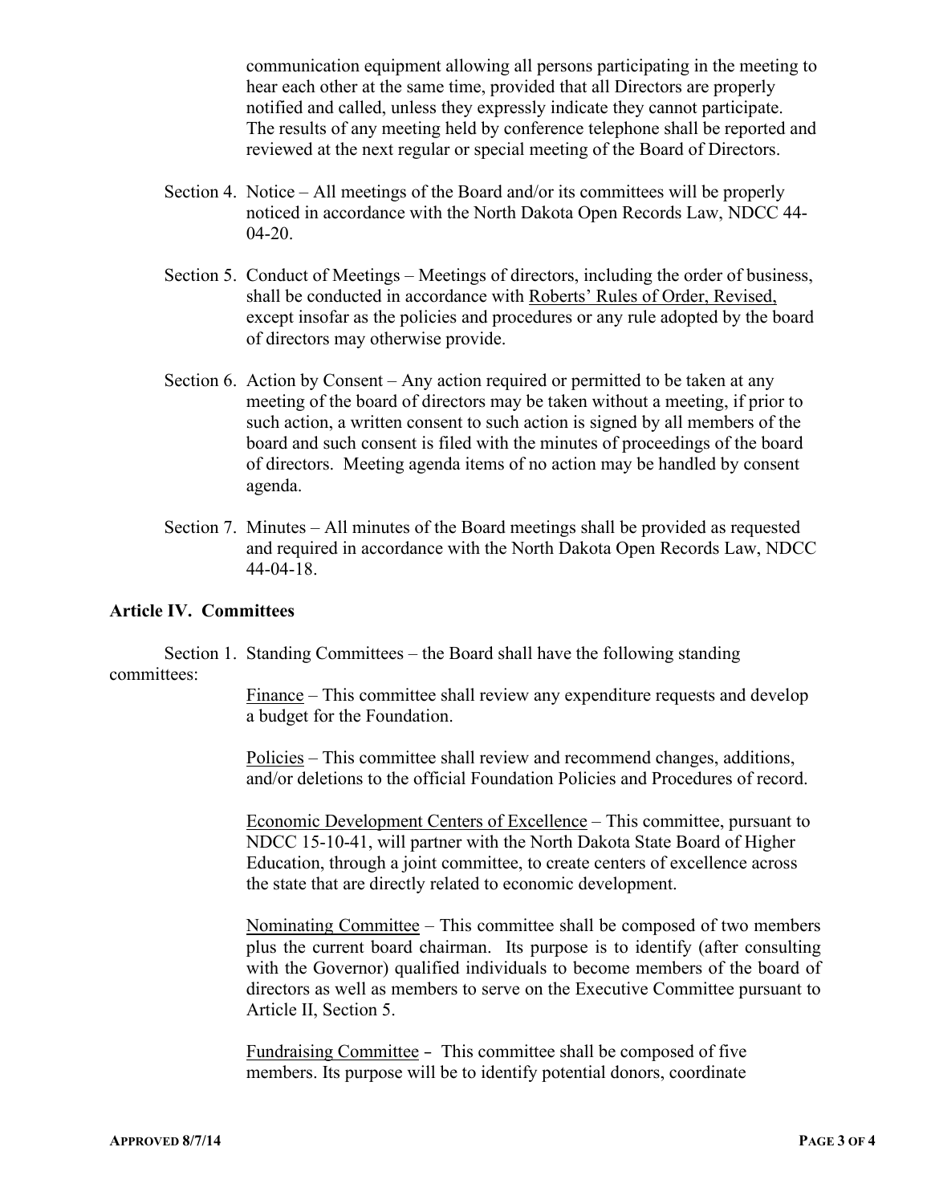communication equipment allowing all persons participating in the meeting to hear each other at the same time, provided that all Directors are properly notified and called, unless they expressly indicate they cannot participate. The results of any meeting held by conference telephone shall be reported and reviewed at the next regular or special meeting of the Board of Directors.

Section 4. Notice – All meetings of the Board and/or its committees will be properly noticed in accordance with the North Dakota Open Records Law, NDCC 44-04-20.

Section 5. Conduct of Meetings – Meetings of directors, including the order of business, shall be conducted in accordance with <u>Roberts' Rules of Order, Revised,</u> except insofar as the policies and procedures or any rule adopted by the board of directors may otherwise provide.

Section 6. Action by Consent – Any action required or permitted to be taken at any meeting of the board of directors may be taken without a meeting, if prior to such action, a written consent to such action is signed by all members of the board and such consent is filed with the minutes of proceedings of the board of directors. Meeting agenda items of no action may be handled by consent agenda.

Section 7. Minutes – All minutes of the Board meetings shall be provided as requested and required in accordance with the North Dakota Open Records Law, NDCC 44-04-18.

**Article IV. Committees**

Section 1. Standing Committees – the Board shall have the following standing committees:

<u>Finance</u> – This committee shall review any expenditure requests and develop a budget for the Foundation.

<u>Policies</u> – This committee shall review and recommend changes, additions, and/or deletions to the official Foundation Policies and Procedures of record.

<u>Economic Development Centers of Excellence</u> – This committee, pursuant to NDCC 15-10-41, will partner with the North Dakota State Board of Higher Education, through a joint committee, to create centers of excellence across the state that are directly related to economic development.

<u>Nominating Committee</u> – This committee shall be composed of two members plus the current board chairman. Its purpose is to identify (after consulting with the Governor) qualified individuals to become members of the board of directors as well as members to serve on the Executive Committee pursuant to Article II, Section 5.

<u>Fundraising Committee</u> - This committee shall be composed of five members. Its purpose will be to identify potential donors, coordinate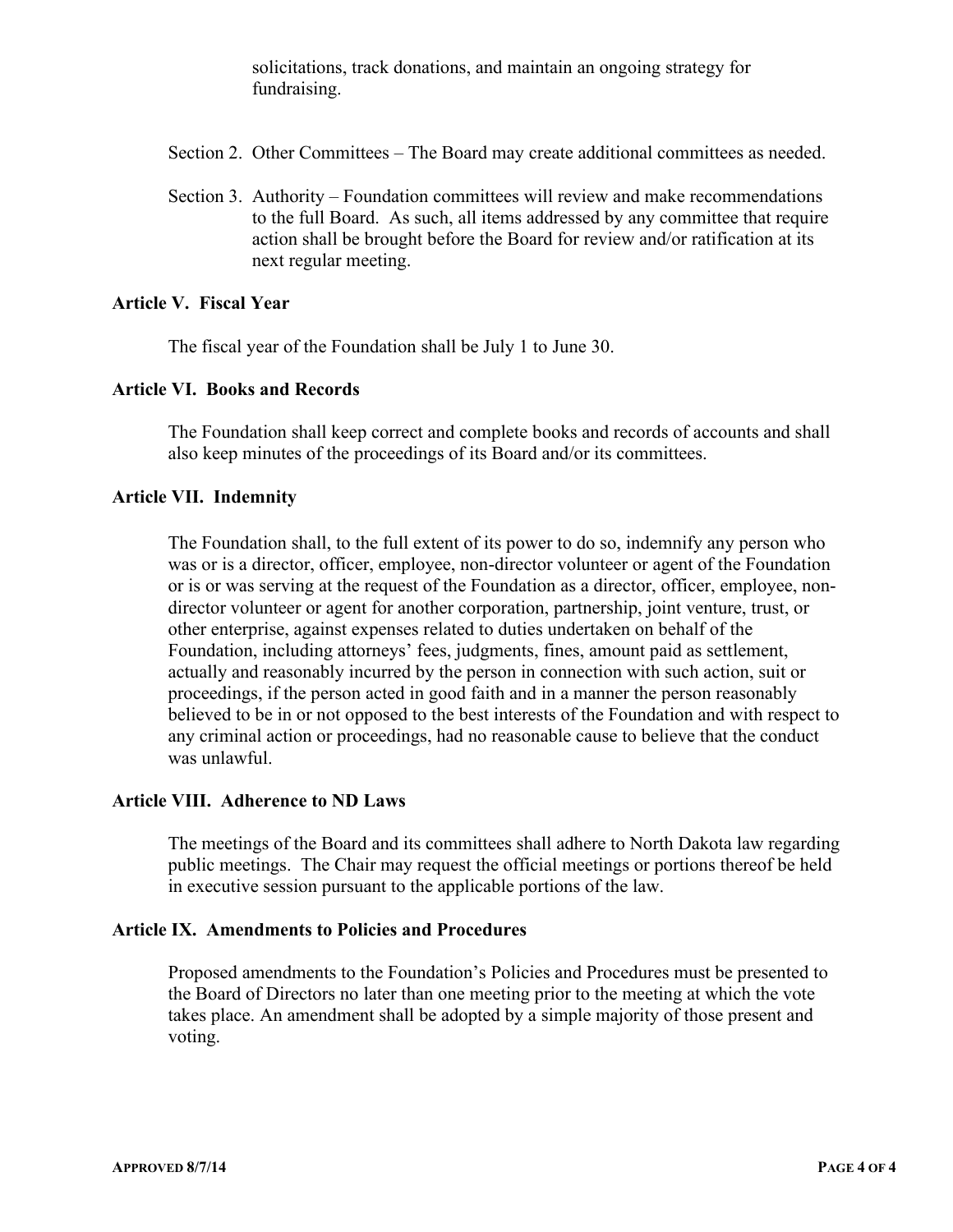solicitations, track donations, and maintain an ongoing strategy for fundraising.

Section 2. Other Committees – The Board may create additional committees as needed.

Section 3. Authority – Foundation committees will review and make recommendations to the full Board. As such, all items addressed by any committee that require action shall be brought before the Board for review and/or ratification at its next regular meeting.

**Article V. Fiscal Year**

The fiscal year of the Foundation shall be July 1 to June 30.

**Article VI. Books and Records**

The Foundation shall keep correct and complete books and records of accounts and shall also keep minutes of the proceedings of its Board and/or its committees.

**Article VII. Indemnity**

The Foundation shall, to the full extent of its power to do so, indemnify any person who was or is a director, officer, employee, non-director volunteer or agent of the Foundation or is or was serving at the request of the Foundation as a director, officer, employee, non-director volunteer or agent for another corporation, partnership, joint venture, trust, or other enterprise, against expenses related to duties undertaken on behalf of the Foundation, including attorneys' fees, judgments, fines, amount paid as settlement, actually and reasonably incurred by the person in connection with such action, suit or proceedings, if the person acted in good faith and in a manner the person reasonably believed to be in or not opposed to the best interests of the Foundation and with respect to any criminal action or proceedings, had no reasonable cause to believe that the conduct was unlawful.

**Article VIII. Adherence to ND Laws**

The meetings of the Board and its committees shall adhere to North Dakota law regarding public meetings. The Chair may request the official meetings or portions thereof be held in executive session pursuant to the applicable portions of the law.

**Article IX. Amendments to Policies and Procedures**

Proposed amendments to the Foundation's Policies and Procedures must be presented to the Board of Directors no later than one meeting prior to the meeting at which the vote takes place. An amendment shall be adopted by a simple majority of those present and voting.

**Approved 8/7/14**